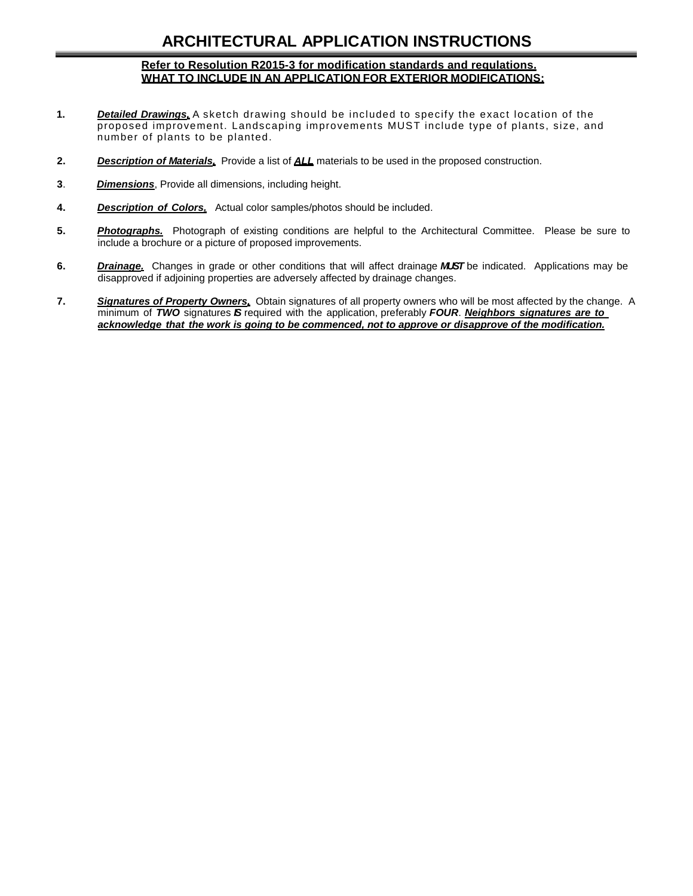# ARCHITECTURAL APPLICATION INSTRUCTIONS

**Refer to Resolution R2015-3 for modification standards and regulations.**
**WHAT TO INCLUDE IN AN APPLICATION FOR EXTERIOR MODIFICATIONS:**

1. ***Detailed Drawings.*** A sketch drawing should be included to specify the exact location of the proposed improvement. Landscaping improvements MUST include type of plants, size, and number of plants to be planted.

2. ***Description of Materials.*** Provide a list of ***ALL*** materials to be used in the proposed construction.

3. ***Dimensions***, Provide all dimensions, including height.

4. ***Description of Colors.*** Actual color samples/photos should be included.

5. ***Photographs.*** Photograph of existing conditions are helpful to the Architectural Committee. Please be sure to include a brochure or a picture of proposed improvements.

6. ***Drainage.*** Changes in grade or other conditions that will affect drainage ***MUST*** be indicated. Applications may be disapproved if adjoining properties are adversely affected by drainage changes.

7. ***Signatures of Property Owners.*** Obtain signatures of all property owners who will be most affected by the change. A minimum of ***TWO*** signatures ***IS*** required with the application, preferably ***FOUR***. ***Neighbors signatures are to acknowledge that the work is going to be commenced, not to approve or disapprove of the modification.***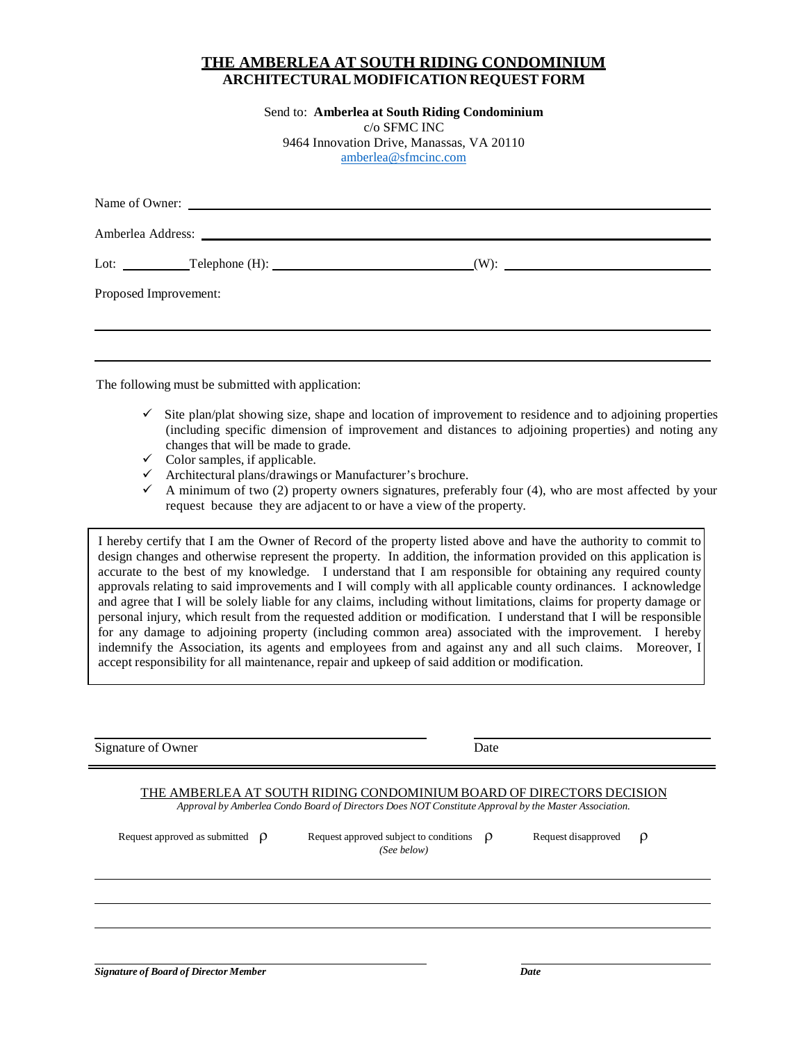# THE AMBERLEA AT SOUTH RIDING CONDOMINIUM
## ARCHITECTURAL MODIFICATION REQUEST FORM

Send to: **Amberlea at South Riding Condominium**
c/o SFMC INC
9464 Innovation Drive, Manassas, VA 20110
amberlea@sfmcinc.com

Name of Owner: ______________________________________________

Amberlea Address: ______________________________________________

Lot: __________ Telephone (H): ______________________________ (W): ______________________________

Proposed Improvement:

______________________________________________________________

______________________________________________________________

The following must be submitted with application:

- ✓ Site plan/plat showing size, shape and location of improvement to residence and to adjoining properties (including specific dimension of improvement and distances to adjoining properties) and noting any changes that will be made to grade.
- ✓ Color samples, if applicable.
- ✓ Architectural plans/drawings or Manufacturer's brochure.
- ✓ A minimum of two (2) property owners signatures, preferably four (4), who are most affected by your request because they are adjacent to or have a view of the property.

I hereby certify that I am the Owner of Record of the property listed above and have the authority to commit to design changes and otherwise represent the property. In addition, the information provided on this application is accurate to the best of my knowledge. I understand that I am responsible for obtaining any required county approvals relating to said improvements and I will comply with all applicable county ordinances. I acknowledge and agree that I will be solely liable for any claims, including without limitations, claims for property damage or personal injury, which result from the requested addition or modification. I understand that I will be responsible for any damage to adjoining property (including common area) associated with the improvement. I hereby indemnify the Association, its agents and employees from and against any and all such claims. Moreover, I accept responsibility for all maintenance, repair and upkeep of said addition or modification.

______________________________ ______________________________

Signature of Owner Date

---

THE AMBERLEA AT SOUTH RIDING CONDOMINIUM BOARD OF DIRECTORS DECISION

*Approval by Amberlea Condo Board of Directors Does NOT Constitute Approval by the Master Association.*

Request approved as submitted ☐ Request approved subject to conditions ☐ *(See below)* Request disapproved ☐

______________________________________________________________

______________________________________________________________

______________________________________________________________

______________________________ ______________________________

***Signature of Board of Director Member*** ***Date***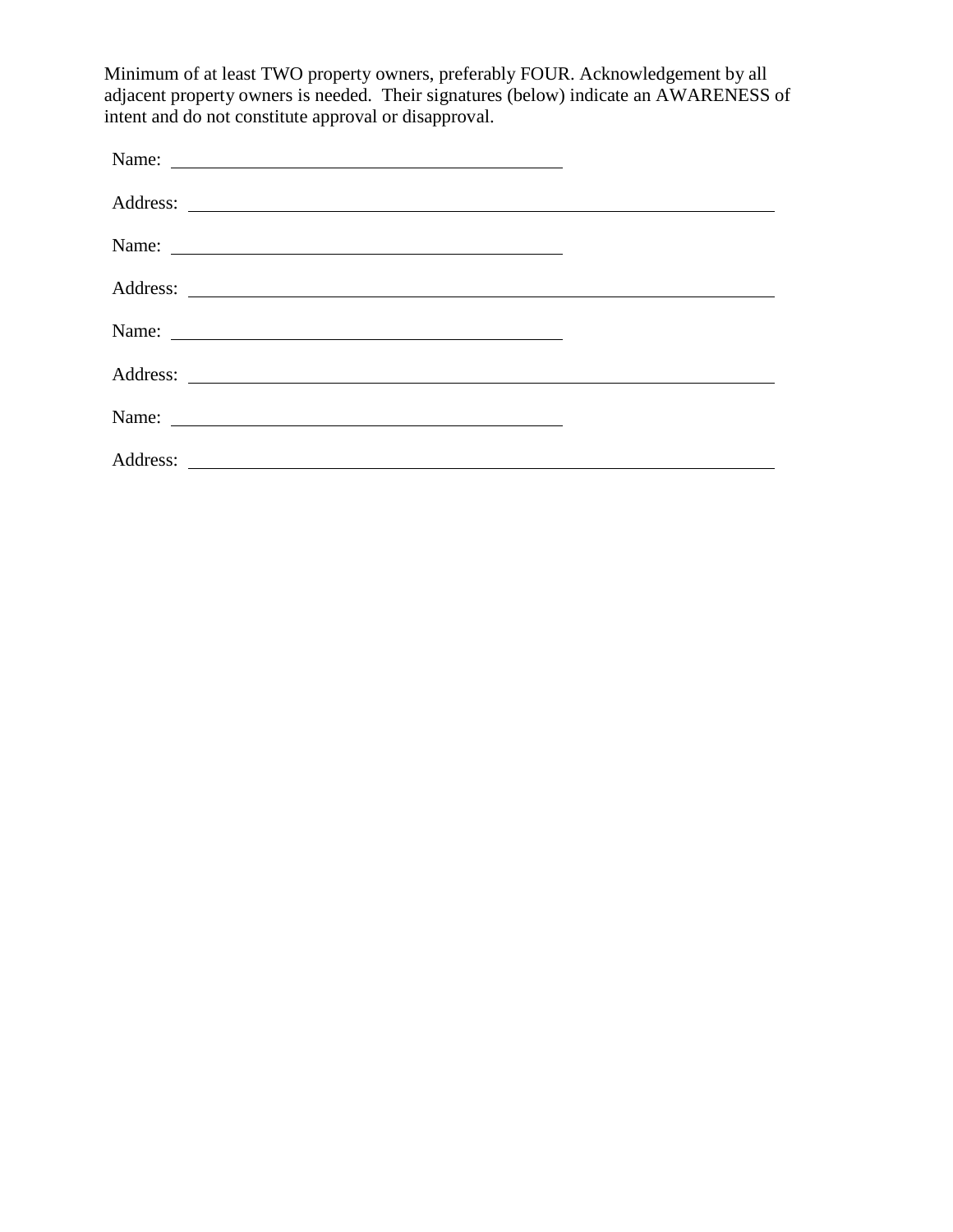Minimum of at least TWO property owners, preferably FOUR. Acknowledgement by all adjacent property owners is needed. Their signatures (below) indicate an AWARENESS of intent and do not constitute approval or disapproval.

Name: ______________________________________

Address: ____________________________________________________________

Name: ______________________________________

Address: ____________________________________________________________

Name: ______________________________________

Address: ____________________________________________________________

Name: ______________________________________

Address: ____________________________________________________________